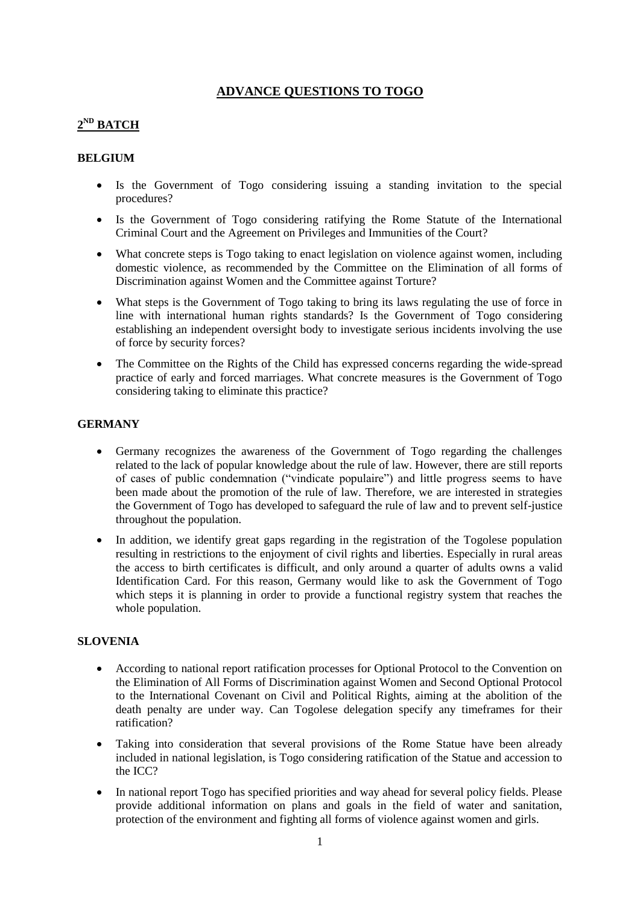# ADVANCE QUESTIONS TO TOGO

## 2ND BATCH

### BELGIUM

- Is the Government of Togo considering issuing a standing invitation to the special procedures?
- Is the Government of Togo considering ratifying the Rome Statute of the International Criminal Court and the Agreement on Privileges and Immunities of the Court?
- What concrete steps is Togo taking to enact legislation on violence against women, including domestic violence, as recommended by the Committee on the Elimination of all forms of Discrimination against Women and the Committee against Torture?
- What steps is the Government of Togo taking to bring its laws regulating the use of force in line with international human rights standards? Is the Government of Togo considering establishing an independent oversight body to investigate serious incidents involving the use of force by security forces?
- The Committee on the Rights of the Child has expressed concerns regarding the wide-spread practice of early and forced marriages. What concrete measures is the Government of Togo considering taking to eliminate this practice?

### GERMANY

- Germany recognizes the awareness of the Government of Togo regarding the challenges related to the lack of popular knowledge about the rule of law. However, there are still reports of cases of public condemnation ("vindicate populaire") and little progress seems to have been made about the promotion of the rule of law. Therefore, we are interested in strategies the Government of Togo has developed to safeguard the rule of law and to prevent self-justice throughout the population.
- In addition, we identify great gaps regarding in the registration of the Togolese population resulting in restrictions to the enjoyment of civil rights and liberties. Especially in rural areas the access to birth certificates is difficult, and only around a quarter of adults owns a valid Identification Card. For this reason, Germany would like to ask the Government of Togo which steps it is planning in order to provide a functional registry system that reaches the whole population.

### SLOVENIA

- According to national report ratification processes for Optional Protocol to the Convention on the Elimination of All Forms of Discrimination against Women and Second Optional Protocol to the International Covenant on Civil and Political Rights, aiming at the abolition of the death penalty are under way. Can Togolese delegation specify any timeframes for their ratification?
- Taking into consideration that several provisions of the Rome Statue have been already included in national legislation, is Togo considering ratification of the Statue and accession to the ICC?
- In national report Togo has specified priorities and way ahead for several policy fields. Please provide additional information on plans and goals in the field of water and sanitation, protection of the environment and fighting all forms of violence against women and girls.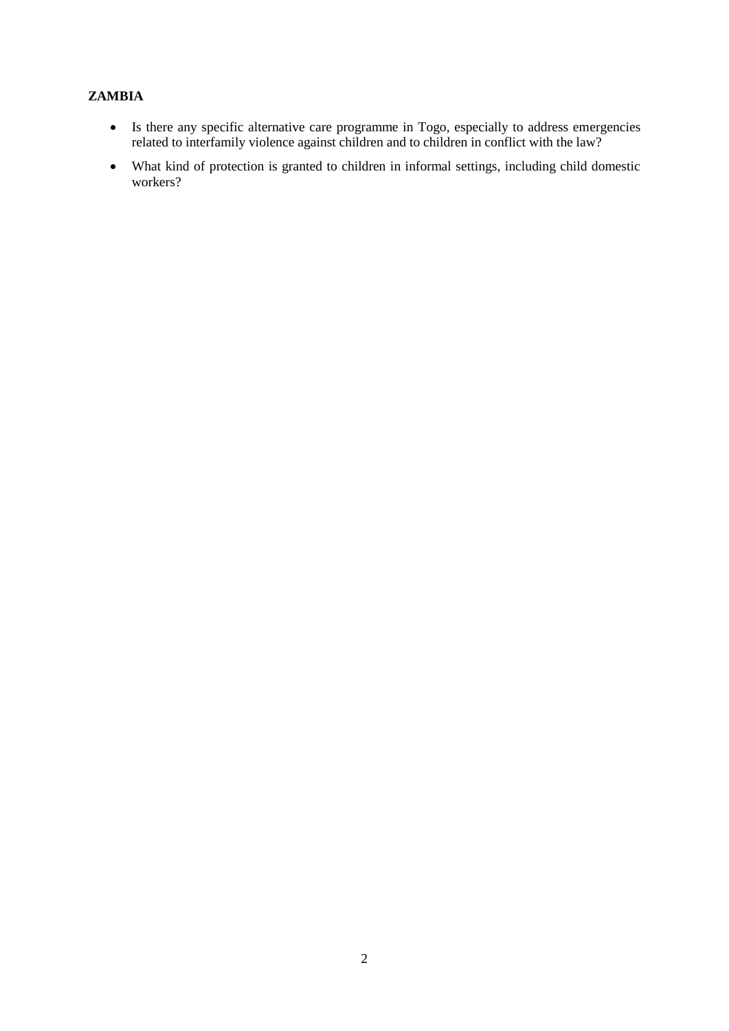**ZAMBIA**

- Is there any specific alternative care programme in Togo, especially to address emergencies related to interfamily violence against children and to children in conflict with the law?
- What kind of protection is granted to children in informal settings, including child domestic workers?